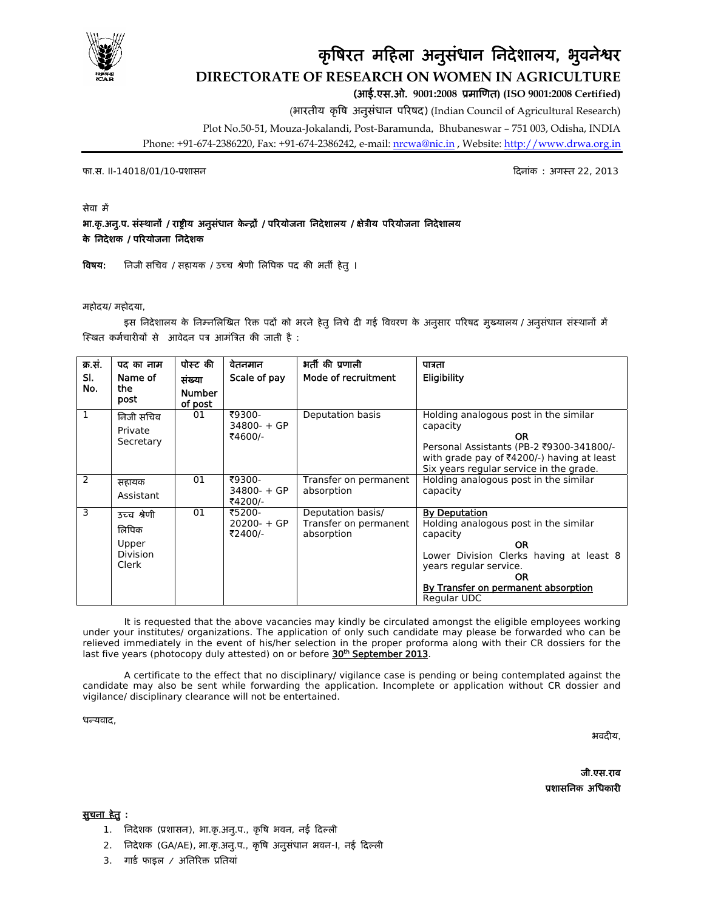# कृषिरत महिला अनुसंधान निदेशालय, भुवनेश्वर

## DIRECTORATE OF RESEARCH ON WOMEN IN AGRICULTURE

**(आई.एस.ओ. 9001:2008 प्रमाणित) (ISO 9001:2008 Certified)**

(भारतीय कृषि अनुसंधान परिषद) (Indian Council of Agricultural Research)

Plot No.50-51, Mouza-Jokalandi, Post-Baramunda, Bhubaneswar – 751 003, Odisha, INDIA

Phone: +91-674-2386220, Fax: +91-674-2386242, e-mail: nrcwa@nic.in , Website: http://www.drwa.org.in

फा.स. II-14018/01/10-प्रशासन

दिनांक : अगस्त 22, 2013

सेवा में

**भा.कृ.अनु.प. संस्थानों / राष्ट्रीय अनुसंधान केन्द्रों / परियोजना निदेशालय / क्षेत्रीय परियोजना निदेशालय के निदेशक / परियोजना निदेशक**

**विषय:** निजी सचिव / सहायक / उच्च श्रेणी लिपिक पद की भर्ती हेतु ।

महोदय/ महोदया,

इस निदेशालय के निम्नलिखित रिक्त पदों को भरने हेतु निचे दी गई विवरण के अनुसार परिषद मुख्यालय / अनुसंधान संस्थानों में स्थित कर्मचारीयों से आवेदन पत्र आमंत्रित की जाती है :

| क्र.सं. Sl. No. | पद का नाम Name of the post | पोस्ट की संख्या Number of post | वेतनमान Scale of pay | भर्ती की प्रणाली Mode of recruitment | पात्रता Eligibility |
|---|---|---|---|---|---|
| 1 | निजी सचिव Private Secretary | 01 | ₹9300-34800- + GP ₹4600/- | Deputation basis | Holding analogous post in the similar capacity **OR** Personal Assistants (PB-2 ₹9300-341800/- with grade pay of ₹4200/-) having at least Six years regular service in the grade. |
| 2 | सहायक Assistant | 01 | ₹9300-34800- + GP ₹4200/- | Transfer on permanent absorption | Holding analogous post in the similar capacity |
| 3 | उच्च श्रेणी लिपिक Upper Division Clerk | 01 | ₹5200-20200- + GP ₹2400/- | Deputation basis/ Transfer on permanent absorption | <u>By Deputation</u> Holding analogous post in the similar capacity **OR** Lower Division Clerks having at least 8 years regular service. **OR** <u>By Transfer on permanent absorption</u> Regular UDC |

It is requested that the above vacancies may kindly be circulated amongst the eligible employees working under your institutes/ organizations. The application of only such candidate may please be forwarded who can be relieved immediately in the event of his/her selection in the proper proforma along with their CR dossiers for the last five years (photocopy duly attested) on or before **<u>30th September 2013</u>**.

A certificate to the effect that no disciplinary/ vigilance case is pending or being contemplated against the candidate may also be sent while forwarding the application. Incomplete or application without CR dossier and vigilance/ disciplinary clearance will not be entertained.

धन्यवाद,

भवदीय,

**जी.एस.राव**
**प्रशासनिक अधिकारी**

**<u>सुचना हेतु</u> :**

1. निदेशक (प्रशासन), भा.कृ.अनु.प., कृषि भवन, नई दिल्ली
2. निदेशक (GA/AE), भा.कृ.अनु.प., कृषि अनुसंधान भवन-I, नई दिल्ली
3. गार्ड फाइल / अतिरिक्त प्रतियां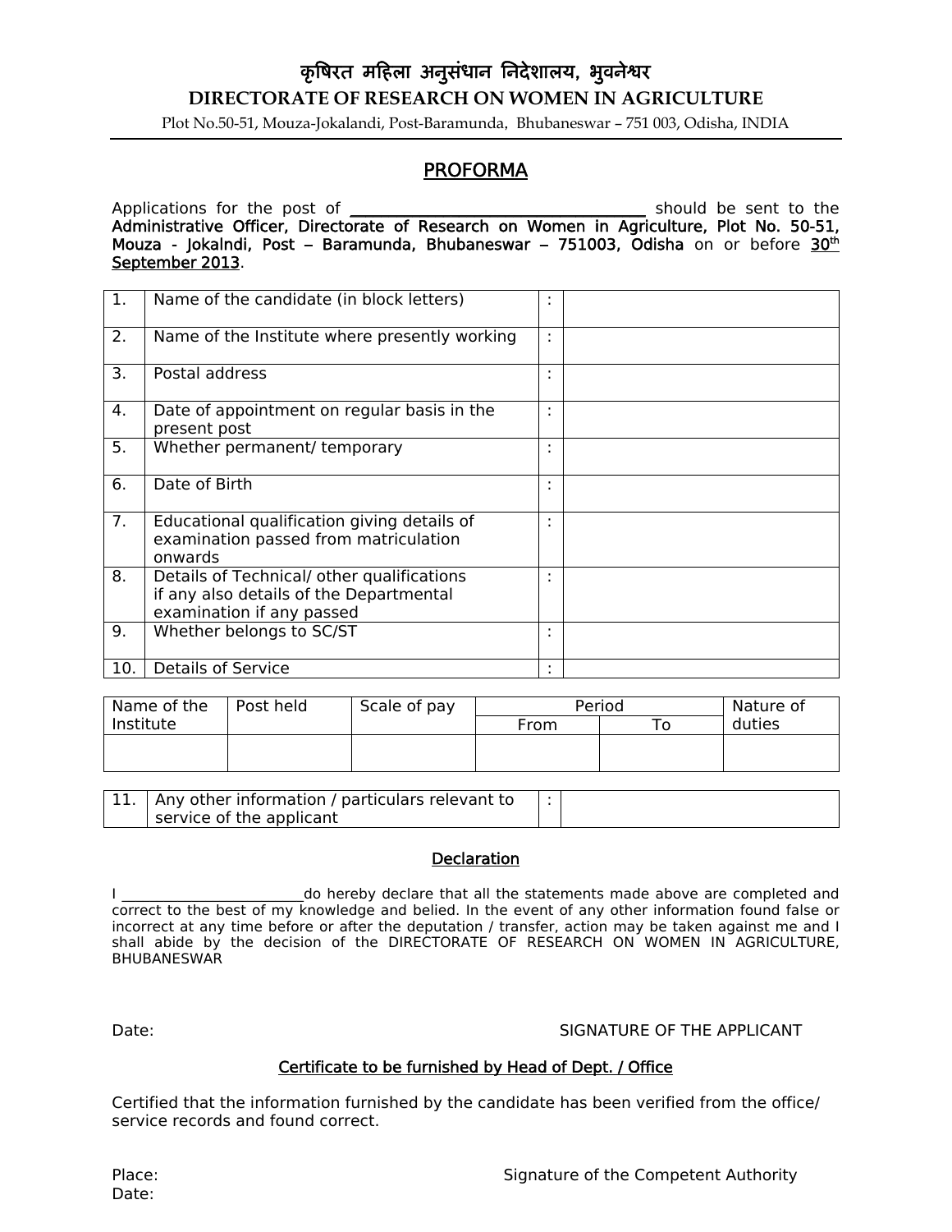# कृषिरत महिला अनुसंधान निदेशालय, भुवनेश्वर

## DIRECTORATE OF RESEARCH ON WOMEN IN AGRICULTURE

Plot No.50-51, Mouza-Jokalandi, Post-Baramunda, Bhubaneswar – 751 003, Odisha, INDIA

## PROFORMA

Applications for the post of ___________________________________ should be sent to the **Administrative Officer, Directorate of Research on Women in Agriculture, Plot No. 50-51, Mouza - Jokalndi, Post – Baramunda, Bhubaneswar – 751003, Odisha** on or before 30th September 2013.

| | | | |
|---|---|---|---|
| 1. | Name of the candidate (in block letters) | : | |
| 2. | Name of the Institute where presently working | : | |
| 3. | Postal address | : | |
| 4. | Date of appointment on regular basis in the present post | : | |
| 5. | Whether permanent/ temporary | : | |
| 6. | Date of Birth | : | |
| 7. | Educational qualification giving details of examination passed from matriculation onwards | : | |
| 8. | Details of Technical/ other qualifications if any also details of the Departmental examination if any passed | : | |
| 9. | Whether belongs to SC/ST | : | |
| 10. | Details of Service | : | |

| Name of the Institute | Post held | Scale of pay | Period | | Nature of duties |
|---|---|---|---|---|---|
| | | | From | To | |
| | | | | | |

| | | | |
|---|---|---|---|
| 11. | Any other information / particulars relevant to service of the applicant | : | |

### Declaration

I _________________________do hereby declare that all the statements made above are completed and correct to the best of my knowledge and belied. In the event of any other information found false or incorrect at any time before or after the deputation / transfer, action may be taken against me and I shall abide by the decision of the DIRECTORATE OF RESEARCH ON WOMEN IN AGRICULTURE, BHUBANESWAR

Date: SIGNATURE OF THE APPLICANT

### Certificate to be furnished by Head of Dept. / Office

Certified that the information furnished by the candidate has been verified from the office/ service records and found correct.

Place: Signature of the Competent Authority

Date: